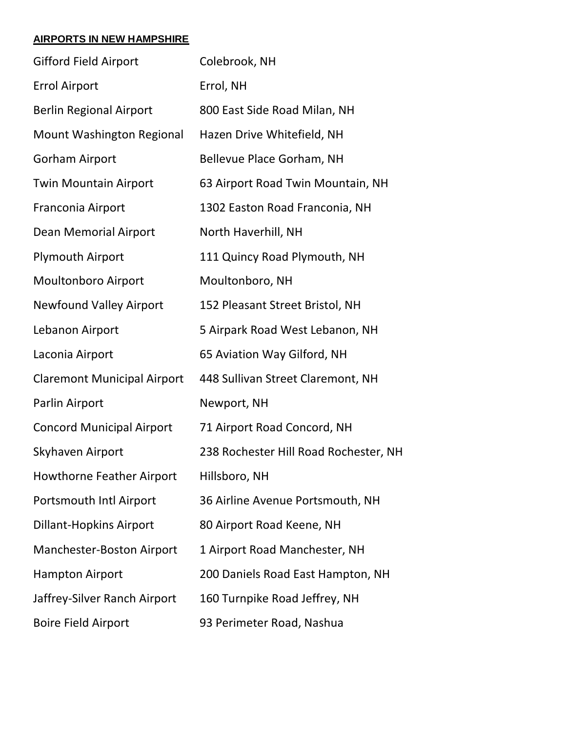**AIRPORTS IN NEW HAMPSHIRE**

| | |
|---|---|
| Gifford Field Airport | Colebrook, NH |
| Errol Airport | Errol, NH |
| Berlin Regional Airport | 800 East Side Road Milan, NH |
| Mount Washington Regional | Hazen Drive Whitefield, NH |
| Gorham Airport | Bellevue Place Gorham, NH |
| Twin Mountain Airport | 63 Airport Road Twin Mountain, NH |
| Franconia Airport | 1302 Easton Road Franconia, NH |
| Dean Memorial Airport | North Haverhill, NH |
| Plymouth Airport | 111 Quincy Road Plymouth, NH |
| Moultonboro Airport | Moultonboro, NH |
| Newfound Valley Airport | 152 Pleasant Street Bristol, NH |
| Lebanon Airport | 5 Airpark Road West Lebanon, NH |
| Laconia Airport | 65 Aviation Way Gilford, NH |
| Claremont Municipal Airport | 448 Sullivan Street Claremont, NH |
| Parlin Airport | Newport, NH |
| Concord Municipal Airport | 71 Airport Road Concord, NH |
| Skyhaven Airport | 238 Rochester Hill Road Rochester, NH |
| Howthorne Feather Airport | Hillsboro, NH |
| Portsmouth Intl Airport | 36 Airline Avenue Portsmouth, NH |
| Dillant-Hopkins Airport | 80 Airport Road Keene, NH |
| Manchester-Boston Airport | 1 Airport Road Manchester, NH |
| Hampton Airport | 200 Daniels Road East Hampton, NH |
| Jaffrey-Silver Ranch Airport | 160 Turnpike Road Jeffrey, NH |
| Boire Field Airport | 93 Perimeter Road, Nashua |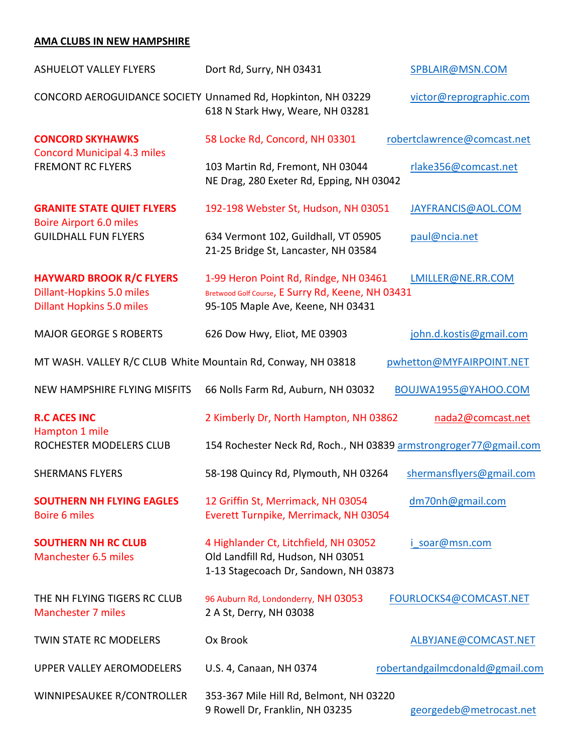**AMA CLUBS IN NEW HAMPSHIRE**

| | | |
|---|---|---|
| ASHUELOT VALLEY FLYERS | Dort Rd, Surry, NH 03431 | SPBLAIR@MSN.COM |
| CONCORD AEROGUIDANCE SOCIETY | Unnamed Rd, Hopkinton, NH 03229<br>618 N Stark Hwy, Weare, NH 03281 | victor@reprographic.com |
| **CONCORD SKYHAWKS**<br>Concord Municipal 4.3 miles | 58 Locke Rd, Concord, NH 03301 | robertclawrence@comcast.net |
| FREMONT RC FLYERS | 103 Martin Rd, Fremont, NH 03044<br>NE Drag, 280 Exeter Rd, Epping, NH 03042 | rlake356@comcast.net |
| **GRANITE STATE QUIET FLYERS**<br>Boire Airport 6.0 miles | 192-198 Webster St, Hudson, NH 03051 | JAYFRANCIS@AOL.COM |
| GUILDHALL FUN FLYERS | 634 Vermont 102, Guildhall, VT 05905<br>21-25 Bridge St, Lancaster, NH 03584 | paul@ncia.net |
| **HAYWARD BROOK R/C FLYERS**<br>Dillant-Hopkins 5.0 miles<br>Dillant Hopkins 5.0 miles | 1-99 Heron Point Rd, Rindge, NH 03461<br>Bretwood Golf Course, E Surry Rd, Keene, NH 03431<br>95-105 Maple Ave, Keene, NH 03431 | LMILLER@NE.RR.COM |
| MAJOR GEORGE S ROBERTS | 626 Dow Hwy, Eliot, ME 03903 | john.d.kostis@gmail.com |
| MT WASH. VALLEY R/C CLUB | White Mountain Rd, Conway, NH 03818 | pwhetton@MYFAIRPOINT.NET |
| NEW HAMPSHIRE FLYING MISFITS | 66 Nolls Farm Rd, Auburn, NH 03032 | BOUJWA1955@YAHOO.COM |
| **R.C ACES INC**<br>Hampton 1 mile | 2 Kimberly Dr, North Hampton, NH 03862 | nada2@comcast.net |
| ROCHESTER MODELERS CLUB | 154 Rochester Neck Rd, Roch., NH 03839 | armstrongroger77@gmail.com |
| SHERMANS FLYERS | 58-198 Quincy Rd, Plymouth, NH 03264 | shermansflyers@gmail.com |
| **SOUTHERN NH FLYING EAGLES**<br>Boire 6 miles | 12 Griffin St, Merrimack, NH 03054<br>Everett Turnpike, Merrimack, NH 03054 | dm70nh@gmail.com |
| **SOUTHERN NH RC CLUB**<br>Manchester 6.5 miles | 4 Highlander Ct, Litchfield, NH 03052<br>Old Landfill Rd, Hudson, NH 03051<br>1-13 Stagecoach Dr, Sandown, NH 03873 | i_soar@msn.com |
| THE NH FLYING TIGERS RC CLUB<br>Manchester 7 miles | 96 Auburn Rd, Londonderry, NH 03053<br>2 A St, Derry, NH 03038 | FOURLOCKS4@COMCAST.NET |
| TWIN STATE RC MODELERS | Ox Brook | ALBYJANE@COMCAST.NET |
| UPPER VALLEY AEROMODELERS | U.S. 4, Canaan, NH 0374 | robertandgailmcdonald@gmail.com |
| WINNIPESAUKEE R/CONTROLLER | 353-367 Mile Hill Rd, Belmont, NH 03220<br>9 Rowell Dr, Franklin, NH 03235 | georgedeb@metrocast.net |